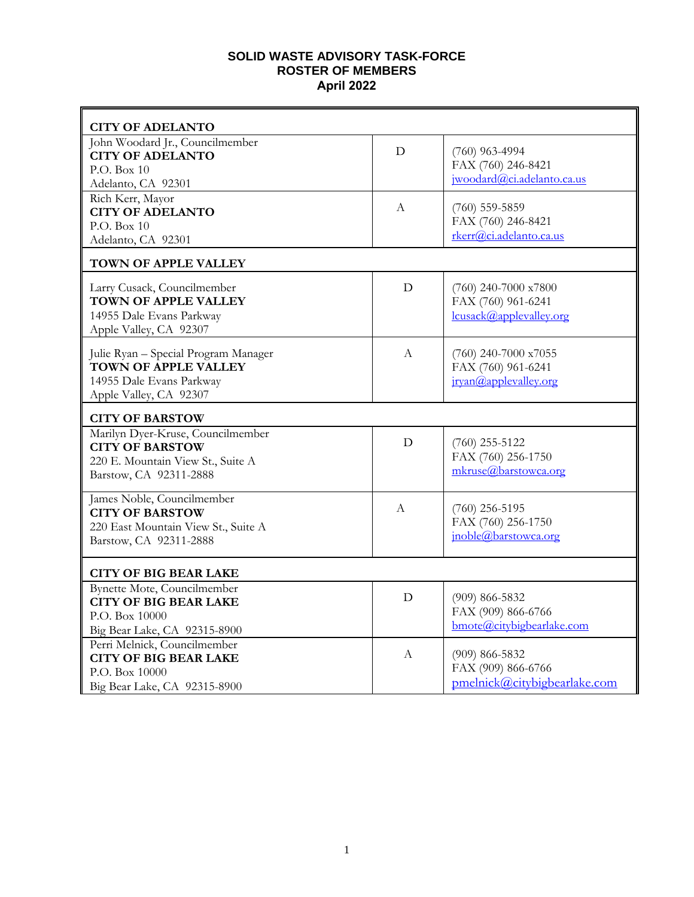# SOLID WASTE ADVISORY TASK-FORCE
## ROSTER OF MEMBERS
## April 2022

| | | |
|---|---|---|
| **CITY OF ADELANTO** | | |
| John Woodard Jr., Councilmember<br>**CITY OF ADELANTO**<br>P.O. Box 10<br>Adelanto, CA 92301 | D | (760) 963-4994<br>FAX (760) 246-8421<br>jwoodard@ci.adelanto.ca.us |
| Rich Kerr, Mayor<br>**CITY OF ADELANTO**<br>P.O. Box 10<br>Adelanto, CA 92301 | A | (760) 559-5859<br>FAX (760) 246-8421<br>rkerr@ci.adelanto.ca.us |
| **TOWN OF APPLE VALLEY** | | |
| Larry Cusack, Councilmember<br>**TOWN OF APPLE VALLEY**<br>14955 Dale Evans Parkway<br>Apple Valley, CA 92307 | D | (760) 240-7000 x7800<br>FAX (760) 961-6241<br>lcusack@applevalley.org |
| Julie Ryan – Special Program Manager<br>**TOWN OF APPLE VALLEY**<br>14955 Dale Evans Parkway<br>Apple Valley, CA 92307 | A | (760) 240-7000 x7055<br>FAX (760) 961-6241<br>jryan@applevalley.org |
| **CITY OF BARSTOW** | | |
| Marilyn Dyer-Kruse, Councilmember<br>**CITY OF BARSTOW**<br>220 E. Mountain View St., Suite A<br>Barstow, CA 92311-2888 | D | (760) 255-5122<br>FAX (760) 256-1750<br>mkruse@barstowca.org |
| James Noble, Councilmember<br>**CITY OF BARSTOW**<br>220 East Mountain View St., Suite A<br>Barstow, CA 92311-2888 | A | (760) 256-5195<br>FAX (760) 256-1750<br>jnoble@barstowca.org |
| **CITY OF BIG BEAR LAKE** | | |
| Bynette Mote, Councilmember<br>**CITY OF BIG BEAR LAKE**<br>P.O. Box 10000<br>Big Bear Lake, CA 92315-8900 | D | (909) 866-5832<br>FAX (909) 866-6766<br>bmote@citybigbearlake.com |
| Perri Melnick, Councilmember<br>**CITY OF BIG BEAR LAKE**<br>P.O. Box 10000<br>Big Bear Lake, CA 92315-8900 | A | (909) 866-5832<br>FAX (909) 866-6766<br>pmelnick@citybigbearlake.com |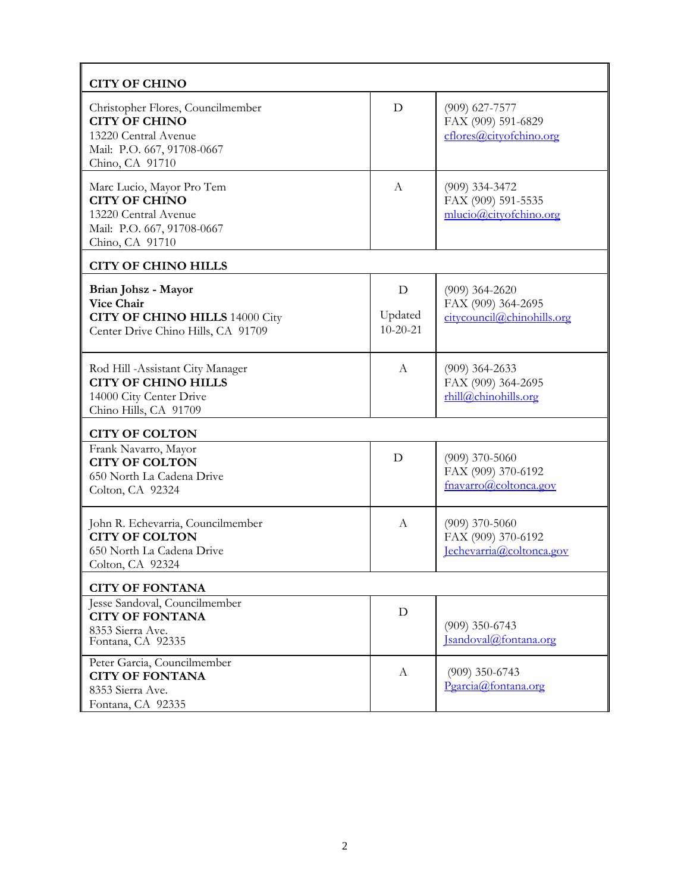| CITY OF CHINO | | |
|---|---|---|
| Christopher Flores, Councilmember<br>**CITY OF CHINO**<br>13220 Central Avenue<br>Mail: P.O. 667, 91708-0667<br>Chino, CA 91710 | D | (909) 627-7577<br>FAX (909) 591-6829<br>cflores@cityofchino.org |
| Marc Lucio, Mayor Pro Tem<br>**CITY OF CHINO**<br>13220 Central Avenue<br>Mail: P.O. 667, 91708-0667<br>Chino, CA 91710 | A | (909) 334-3472<br>FAX (909) 591-5535<br>mlucio@cityofchino.org |
| **CITY OF CHINO HILLS** | | |
| **Brian Johsz - Mayor**<br>**Vice Chair**<br>**CITY OF CHINO HILLS** 14000 City Center Drive Chino Hills, CA 91709 | D<br>Updated 10-20-21 | (909) 364-2620<br>FAX (909) 364-2695<br>citycouncil@chinohills.org |
| Rod Hill -Assistant City Manager<br>**CITY OF CHINO HILLS**<br>14000 City Center Drive<br>Chino Hills, CA 91709 | A | (909) 364-2633<br>FAX (909) 364-2695<br>rhill@chinohills.org |
| **CITY OF COLTON** | | |
| Frank Navarro, Mayor<br>**CITY OF COLTON**<br>650 North La Cadena Drive<br>Colton, CA 92324 | D | (909) 370-5060<br>FAX (909) 370-6192<br>fnavarro@coltonca.gov |
| John R. Echevarria, Councilmember<br>**CITY OF COLTON**<br>650 North La Cadena Drive<br>Colton, CA 92324 | A | (909) 370-5060<br>FAX (909) 370-6192<br>Jechevarria@coltonca.gov |
| **CITY OF FONTANA** | | |
| Jesse Sandoval, Councilmember<br>**CITY OF FONTANA**<br>8353 Sierra Ave.<br>Fontana, CA 92335 | D | (909) 350-6743<br>Jsandoval@fontana.org |
| Peter Garcia, Councilmember<br>**CITY OF FONTANA**<br>8353 Sierra Ave.<br>Fontana, CA 92335 | A | (909) 350-6743<br>Pgarcia@fontana.org |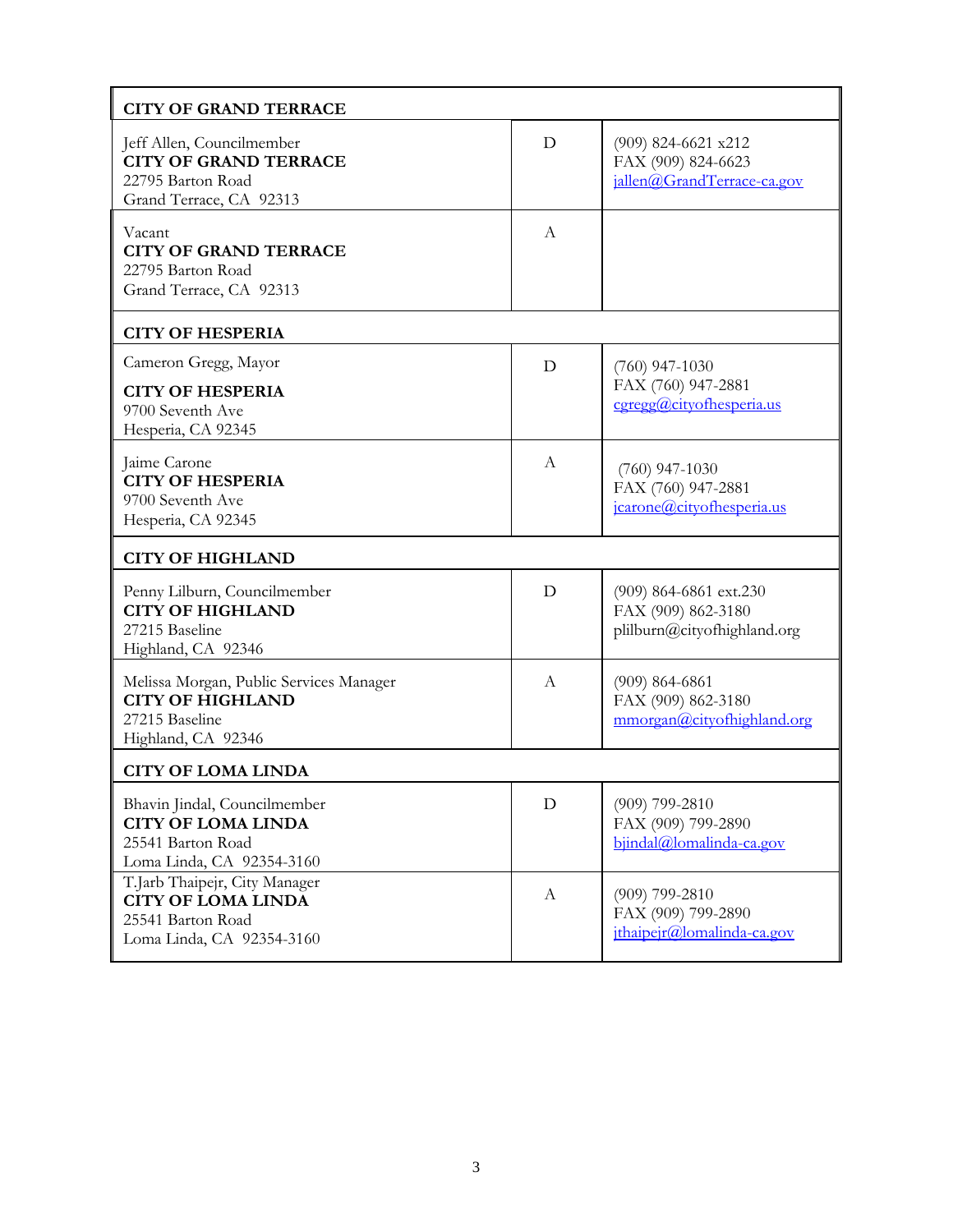| CITY OF GRAND TERRACE | | |
|---|---|---|
| Jeff Allen, Councilmember<br>**CITY OF GRAND TERRACE**<br>22795 Barton Road<br>Grand Terrace, CA 92313 | D | (909) 824-6621 x212<br>FAX (909) 824-6623<br>jallen@GrandTerrace-ca.gov |
| Vacant<br>**CITY OF GRAND TERRACE**<br>22795 Barton Road<br>Grand Terrace, CA 92313 | A | |
| **CITY OF HESPERIA** | | |
| Cameron Gregg, Mayor<br>**CITY OF HESPERIA**<br>9700 Seventh Ave<br>Hesperia, CA 92345 | D | (760) 947-1030<br>FAX (760) 947-2881<br>cgregg@cityofhesperia.us |
| Jaime Carone<br>**CITY OF HESPERIA**<br>9700 Seventh Ave<br>Hesperia, CA 92345 | A | (760) 947-1030<br>FAX (760) 947-2881<br>jcarone@cityofhesperia.us |
| **CITY OF HIGHLAND** | | |
| Penny Lilburn, Councilmember<br>**CITY OF HIGHLAND**<br>27215 Baseline<br>Highland, CA 92346 | D | (909) 864-6861 ext.230<br>FAX (909) 862-3180<br>plilburn@cityofhighland.org |
| Melissa Morgan, Public Services Manager<br>**CITY OF HIGHLAND**<br>27215 Baseline<br>Highland, CA 92346 | A | (909) 864-6861<br>FAX (909) 862-3180<br>mmorgan@cityofhighland.org |
| **CITY OF LOMA LINDA** | | |
| Bhavin Jindal, Councilmember<br>**CITY OF LOMA LINDA**<br>25541 Barton Road<br>Loma Linda, CA 92354-3160 | D | (909) 799-2810<br>FAX (909) 799-2890<br>bjindal@lomalinda-ca.gov |
| T.Jarb Thaipejr, City Manager<br>**CITY OF LOMA LINDA**<br>25541 Barton Road<br>Loma Linda, CA 92354-3160 | A | (909) 799-2810<br>FAX (909) 799-2890<br>jthaipejr@lomalinda-ca.gov |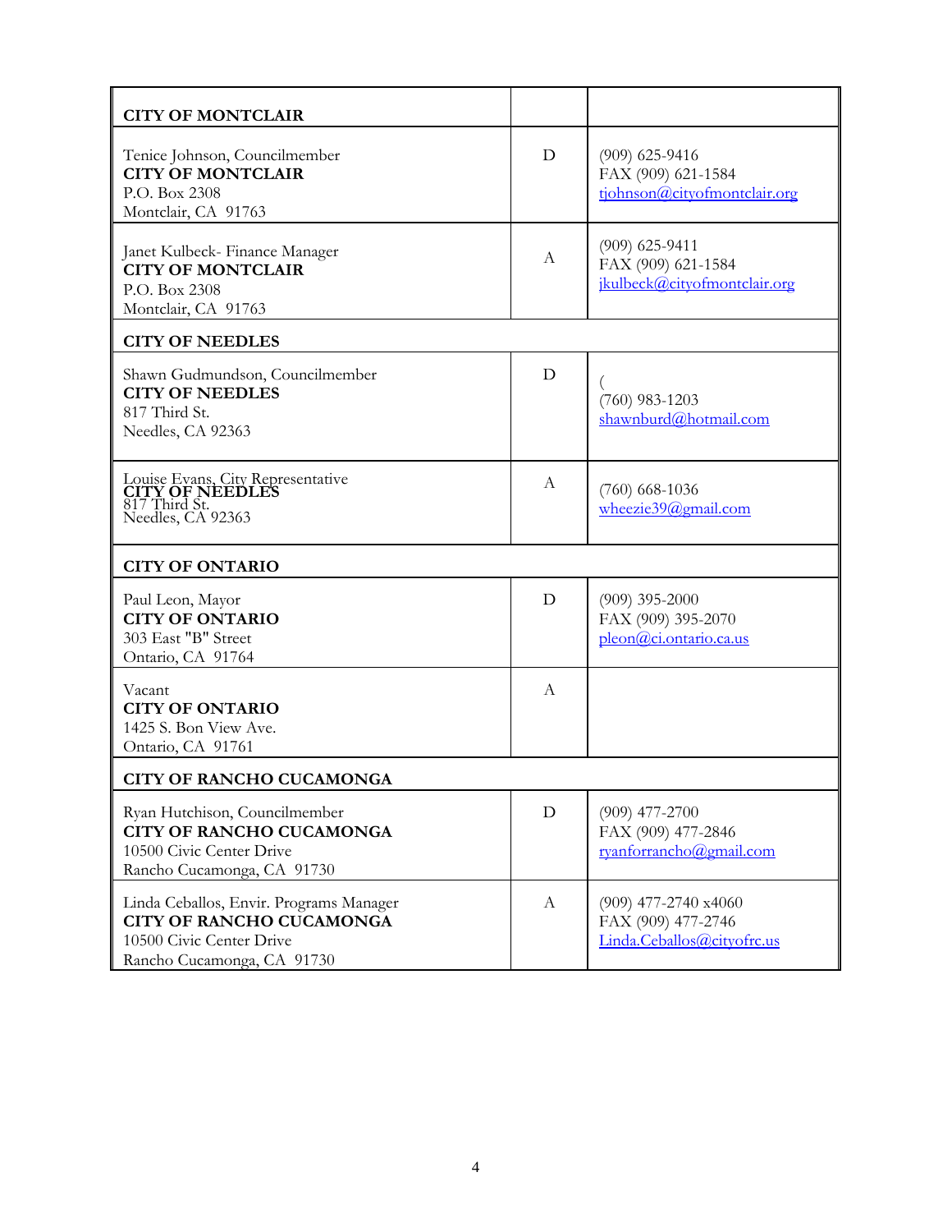| CITY OF MONTCLAIR | | |
|---|---|---|
| Tenice Johnson, Councilmember<br>**CITY OF MONTCLAIR**<br>P.O. Box 2308<br>Montclair, CA 91763 | D | (909) 625-9416<br>FAX (909) 621-1584<br>tjohnson@cityofmontclair.org |
| Janet Kulbeck- Finance Manager<br>**CITY OF MONTCLAIR**<br>P.O. Box 2308<br>Montclair, CA 91763 | A | (909) 625-9411<br>FAX (909) 621-1584<br>jkulbeck@cityofmontclair.org |
| **CITY OF NEEDLES** | | |
| Shawn Gudmundson, Councilmember<br>**CITY OF NEEDLES**<br>817 Third St.<br>Needles, CA 92363 | D | (<br>(760) 983-1203<br>shawnburd@hotmail.com |
| Louise Evans, City Representative<br>**CITY OF NEEDLES**<br>817 Third St.<br>Needles, CA 92363 | A | (760) 668-1036<br>wheezie39@gmail.com |
| **CITY OF ONTARIO** | | |
| Paul Leon, Mayor<br>**CITY OF ONTARIO**<br>303 East "B" Street<br>Ontario, CA 91764 | D | (909) 395-2000<br>FAX (909) 395-2070<br>pleon@ci.ontario.ca.us |
| Vacant<br>**CITY OF ONTARIO**<br>1425 S. Bon View Ave.<br>Ontario, CA 91761 | A | |
| **CITY OF RANCHO CUCAMONGA** | | |
| Ryan Hutchison, Councilmember<br>**CITY OF RANCHO CUCAMONGA**<br>10500 Civic Center Drive<br>Rancho Cucamonga, CA 91730 | D | (909) 477-2700<br>FAX (909) 477-2846<br>ryanforrancho@gmail.com |
| Linda Ceballos, Envir. Programs Manager<br>**CITY OF RANCHO CUCAMONGA**<br>10500 Civic Center Drive<br>Rancho Cucamonga, CA 91730 | A | (909) 477-2740 x4060<br>FAX (909) 477-2746<br>Linda.Ceballos@cityofrc.us |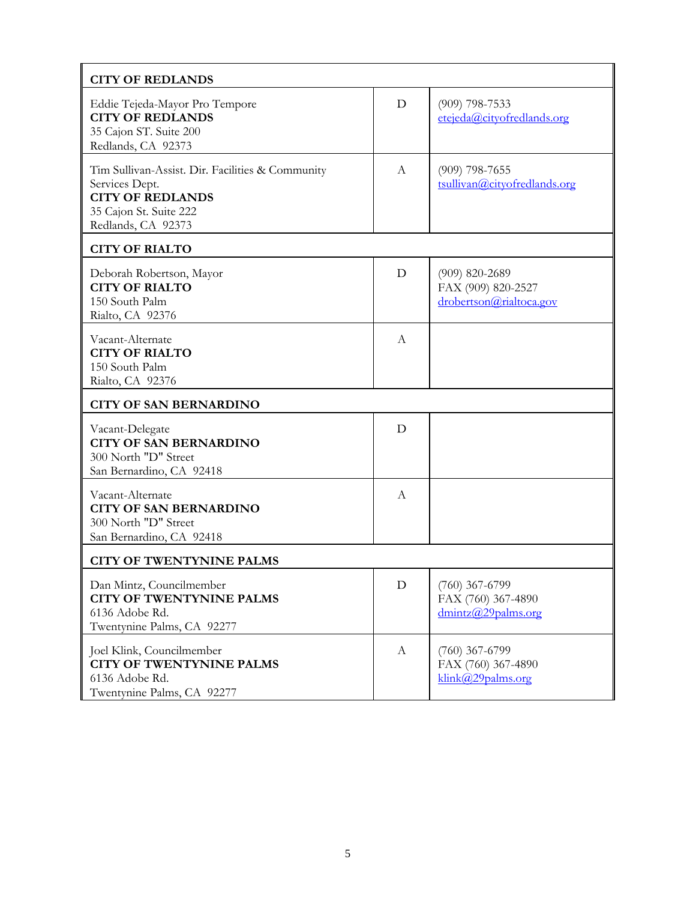| CITY OF REDLANDS | | |
|---|---|---|
| Eddie Tejeda-Mayor Pro Tempore<br>**CITY OF REDLANDS**<br>35 Cajon ST. Suite 200<br>Redlands, CA 92373 | D | (909) 798-7533<br>etejeda@cityofredlands.org |
| Tim Sullivan-Assist. Dir. Facilities & Community Services Dept.<br>**CITY OF REDLANDS**<br>35 Cajon St. Suite 222<br>Redlands, CA 92373 | A | (909) 798-7655<br>tsullivan@cityofredlands.org |
| **CITY OF RIALTO** | | |
| Deborah Robertson, Mayor<br>**CITY OF RIALTO**<br>150 South Palm<br>Rialto, CA 92376 | D | (909) 820-2689<br>FAX (909) 820-2527<br>drobertson@rialtoca.gov |
| Vacant-Alternate<br>**CITY OF RIALTO**<br>150 South Palm<br>Rialto, CA 92376 | A | |
| **CITY OF SAN BERNARDINO** | | |
| Vacant-Delegate<br>**CITY OF SAN BERNARDINO**<br>300 North "D" Street<br>San Bernardino, CA 92418 | D | |
| Vacant-Alternate<br>**CITY OF SAN BERNARDINO**<br>300 North "D" Street<br>San Bernardino, CA 92418 | A | |
| **CITY OF TWENTYNINE PALMS** | | |
| Dan Mintz, Councilmember<br>**CITY OF TWENTYNINE PALMS**<br>6136 Adobe Rd.<br>Twentynine Palms, CA 92277 | D | (760) 367-6799<br>FAX (760) 367-4890<br>dmintz@29palms.org |
| Joel Klink, Councilmember<br>**CITY OF TWENTYNINE PALMS**<br>6136 Adobe Rd.<br>Twentynine Palms, CA 92277 | A | (760) 367-6799<br>FAX (760) 367-4890<br>klink@29palms.org |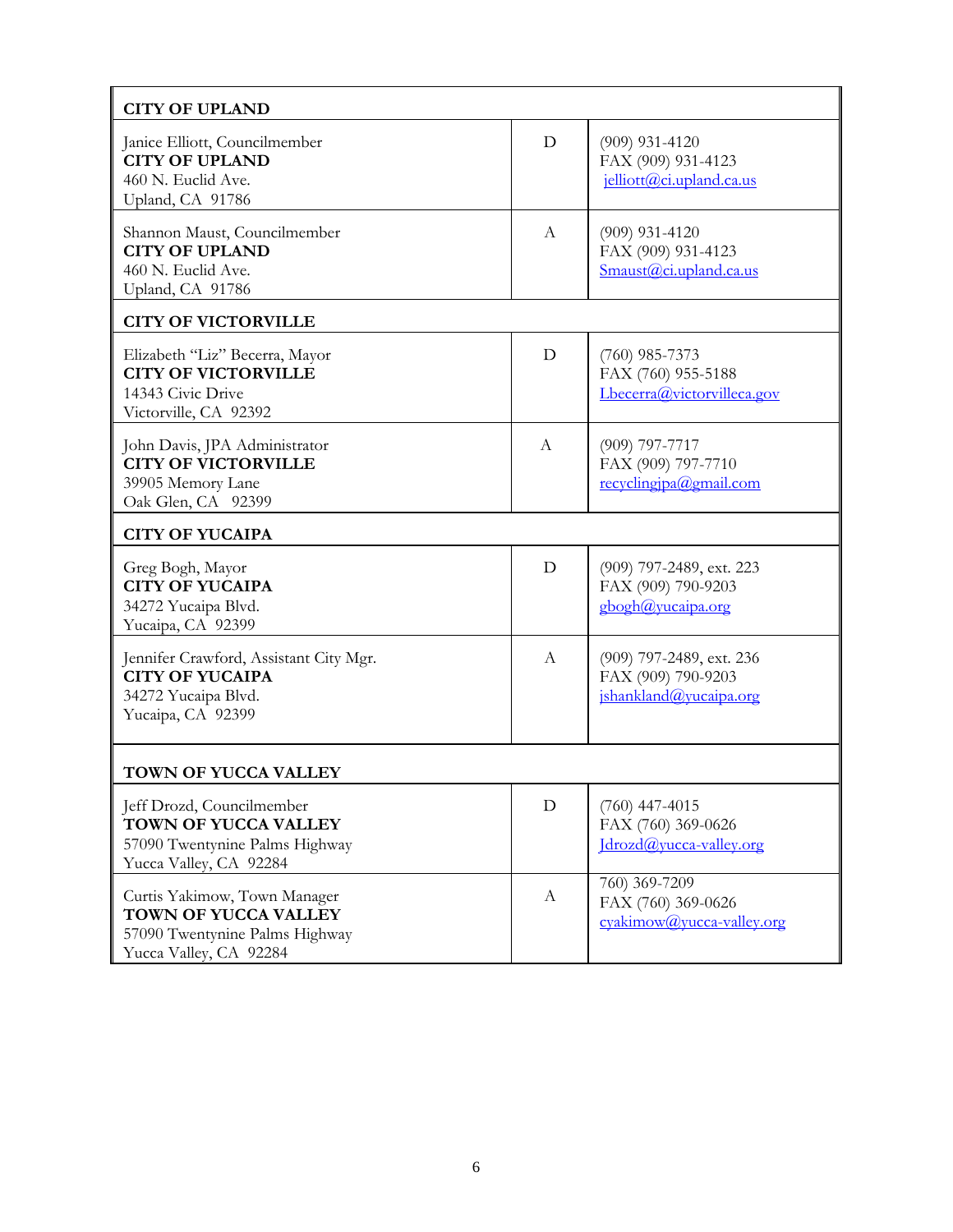| CITY OF UPLAND | | |
|---|---|---|
| Janice Elliott, Councilmember<br>**CITY OF UPLAND**<br>460 N. Euclid Ave.<br>Upland, CA 91786 | D | (909) 931-4120<br>FAX (909) 931-4123<br>jelliott@ci.upland.ca.us |
| Shannon Maust, Councilmember<br>**CITY OF UPLAND**<br>460 N. Euclid Ave.<br>Upland, CA 91786 | A | (909) 931-4120<br>FAX (909) 931-4123<br>Smaust@ci.upland.ca.us |
| **CITY OF VICTORVILLE** | | |
| Elizabeth "Liz" Becerra, Mayor<br>**CITY OF VICTORVILLE**<br>14343 Civic Drive<br>Victorville, CA 92392 | D | (760) 985-7373<br>FAX (760) 955-5188<br>Lbecerra@victorvilleca.gov |
| John Davis, JPA Administrator<br>**CITY OF VICTORVILLE**<br>39905 Memory Lane<br>Oak Glen, CA 92399 | A | (909) 797-7717<br>FAX (909) 797-7710<br>recyclingjpa@gmail.com |
| **CITY OF YUCAIPA** | | |
| Greg Bogh, Mayor<br>**CITY OF YUCAIPA**<br>34272 Yucaipa Blvd.<br>Yucaipa, CA 92399 | D | (909) 797-2489, ext. 223<br>FAX (909) 790-9203<br>gbogh@yucaipa.org |
| Jennifer Crawford, Assistant City Mgr.<br>**CITY OF YUCAIPA**<br>34272 Yucaipa Blvd.<br>Yucaipa, CA 92399 | A | (909) 797-2489, ext. 236<br>FAX (909) 790-9203<br>jshankland@yucaipa.org |
| **TOWN OF YUCCA VALLEY** | | |
| Jeff Drozd, Councilmember<br>**TOWN OF YUCCA VALLEY**<br>57090 Twentynine Palms Highway<br>Yucca Valley, CA 92284 | D | (760) 447-4015<br>FAX (760) 369-0626<br>Jdrozd@yucca-valley.org |
| Curtis Yakimow, Town Manager<br>**TOWN OF YUCCA VALLEY**<br>57090 Twentynine Palms Highway<br>Yucca Valley, CA 92284 | A | 760) 369-7209<br>FAX (760) 369-0626<br>cyakimow@yucca-valley.org |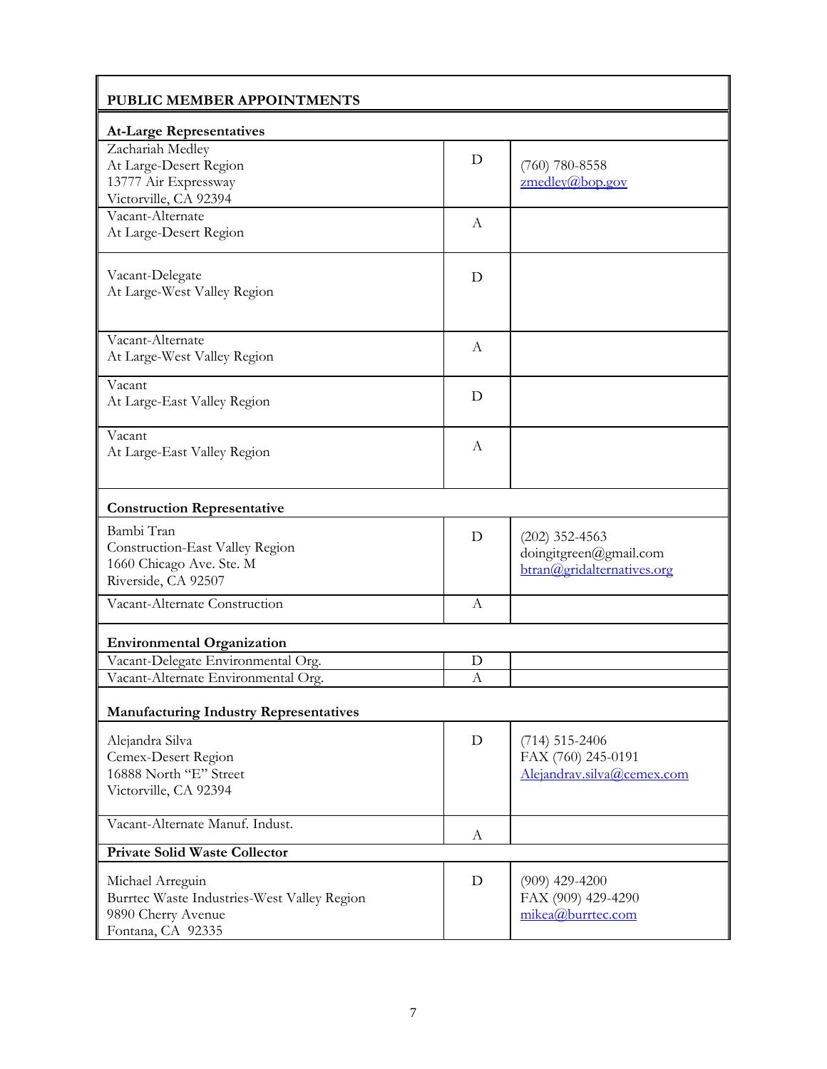| PUBLIC MEMBER APPOINTMENTS | | |
|---|---|---|
| **At-Large Representatives** | | |
| Zachariah Medley<br>At Large-Desert Region<br>13777 Air Expressway<br>Victorville, CA 92394 | D | (760) 780-8558<br>zmedley@bop.gov |
| Vacant-Alternate<br>At Large-Desert Region | A | |
| Vacant-Delegate<br>At Large-West Valley Region | D | |
| Vacant-Alternate<br>At Large-West Valley Region | A | |
| Vacant<br>At Large-East Valley Region | D | |
| Vacant<br>At Large-East Valley Region | A | |
| **Construction Representative** | | |
| Bambi Tran<br>Construction-East Valley Region<br>1660 Chicago Ave. Ste. M<br>Riverside, CA 92507 | D | (202) 352-4563<br>doingitgreen@gmail.com<br>btran@gridalternatives.org |
| Vacant-Alternate Construction | A | |
| **Environmental Organization** | | |
| Vacant-Delegate Environmental Org. | D | |
| Vacant-Alternate Environmental Org. | A | |
| **Manufacturing Industry Representatives** | | |
| Alejandra Silva<br>Cemex-Desert Region<br>16888 North "E" Street<br>Victorville, CA 92394 | D | (714) 515-2406<br>FAX (760) 245-0191<br>Alejandrav.silva@cemex.com |
| Vacant-Alternate Manuf. Indust. | A | |
| **Private Solid Waste Collector** | | |
| Michael Arreguin<br>Burrtec Waste Industries-West Valley Region<br>9890 Cherry Avenue<br>Fontana, CA 92335 | D | (909) 429-4200<br>FAX (909) 429-4290<br>mikea@burrtec.com |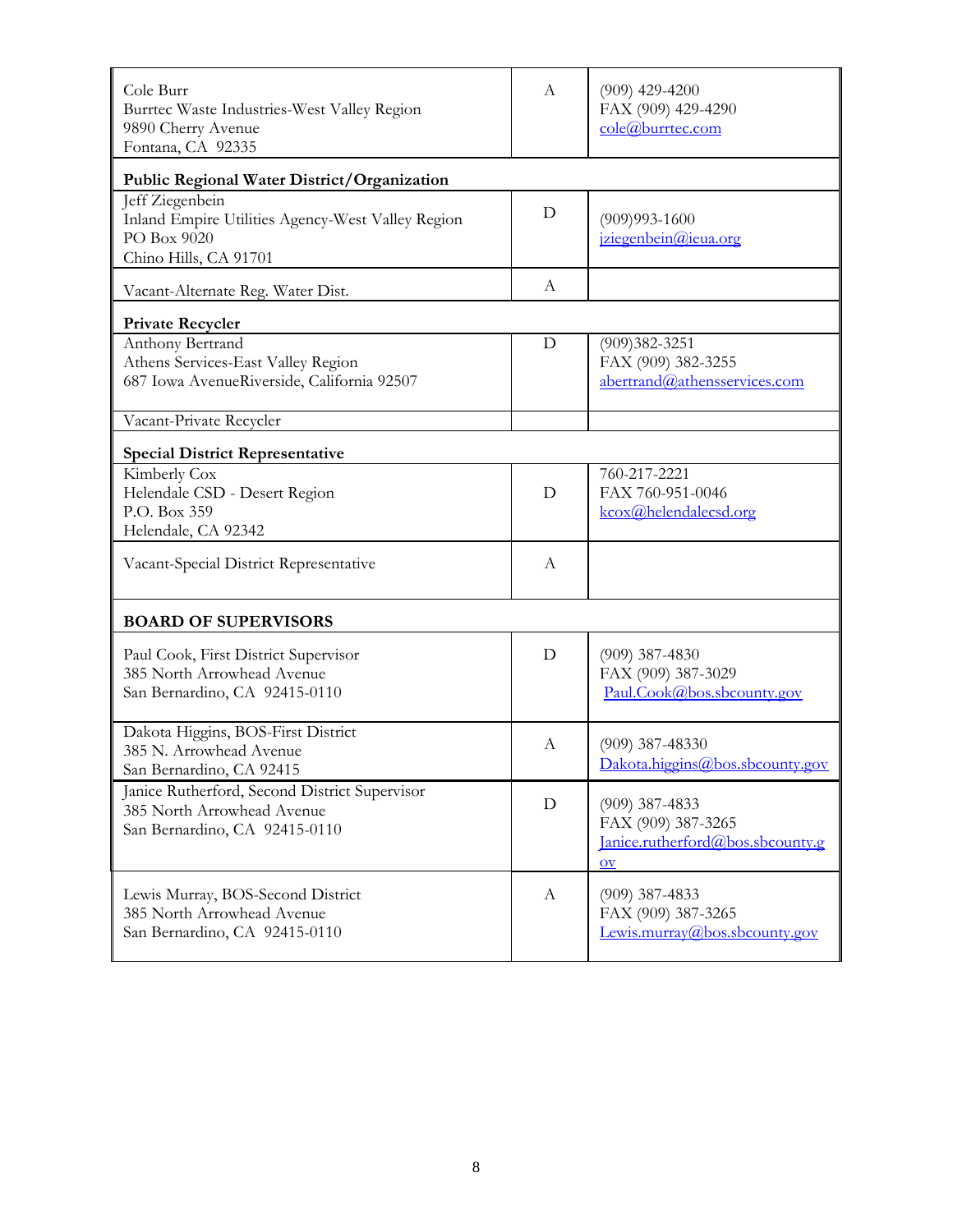| | | |
|---|---|---|
| Cole Burr<br>Burrtec Waste Industries-West Valley Region<br>9890 Cherry Avenue<br>Fontana, CA 92335 | A | (909) 429-4200<br>FAX (909) 429-4290<br>cole@burrtec.com |
| **Public Regional Water District/Organization** | | |
| Jeff Ziegenbein<br>Inland Empire Utilities Agency-West Valley Region<br>PO Box 9020<br>Chino Hills, CA 91701 | D | (909)993-1600<br>jziegenbein@ieua.org |
| Vacant-Alternate Reg. Water Dist. | A | |
| **Private Recycler** | | |
| Anthony Bertrand<br>Athens Services-East Valley Region<br>687 Iowa AvenueRiverside, California 92507 | D | (909)382-3251<br>FAX (909) 382-3255<br>abertrand@athensservices.com |
| Vacant-Private Recycler | | |
| **Special District Representative** | | |
| Kimberly Cox<br>Helendale CSD - Desert Region<br>P.O. Box 359<br>Helendale, CA 92342 | D | 760-217-2221<br>FAX 760-951-0046<br>kcox@helendalecsd.org |
| Vacant-Special District Representative | A | |
| **BOARD OF SUPERVISORS** | | |
| Paul Cook, First District Supervisor<br>385 North Arrowhead Avenue<br>San Bernardino, CA 92415-0110 | D | (909) 387-4830<br>FAX (909) 387-3029<br>Paul.Cook@bos.sbcounty.gov |
| Dakota Higgins, BOS-First District<br>385 N. Arrowhead Avenue<br>San Bernardino, CA 92415 | A | (909) 387-48330<br>Dakota.higgins@bos.sbcounty.gov |
| Janice Rutherford, Second District Supervisor<br>385 North Arrowhead Avenue<br>San Bernardino, CA 92415-0110 | D | (909) 387-4833<br>FAX (909) 387-3265<br>Janice.rutherford@bos.sbcounty.gov |
| Lewis Murray, BOS-Second District<br>385 North Arrowhead Avenue<br>San Bernardino, CA 92415-0110 | A | (909) 387-4833<br>FAX (909) 387-3265<br>Lewis.murray@bos.sbcounty.gov |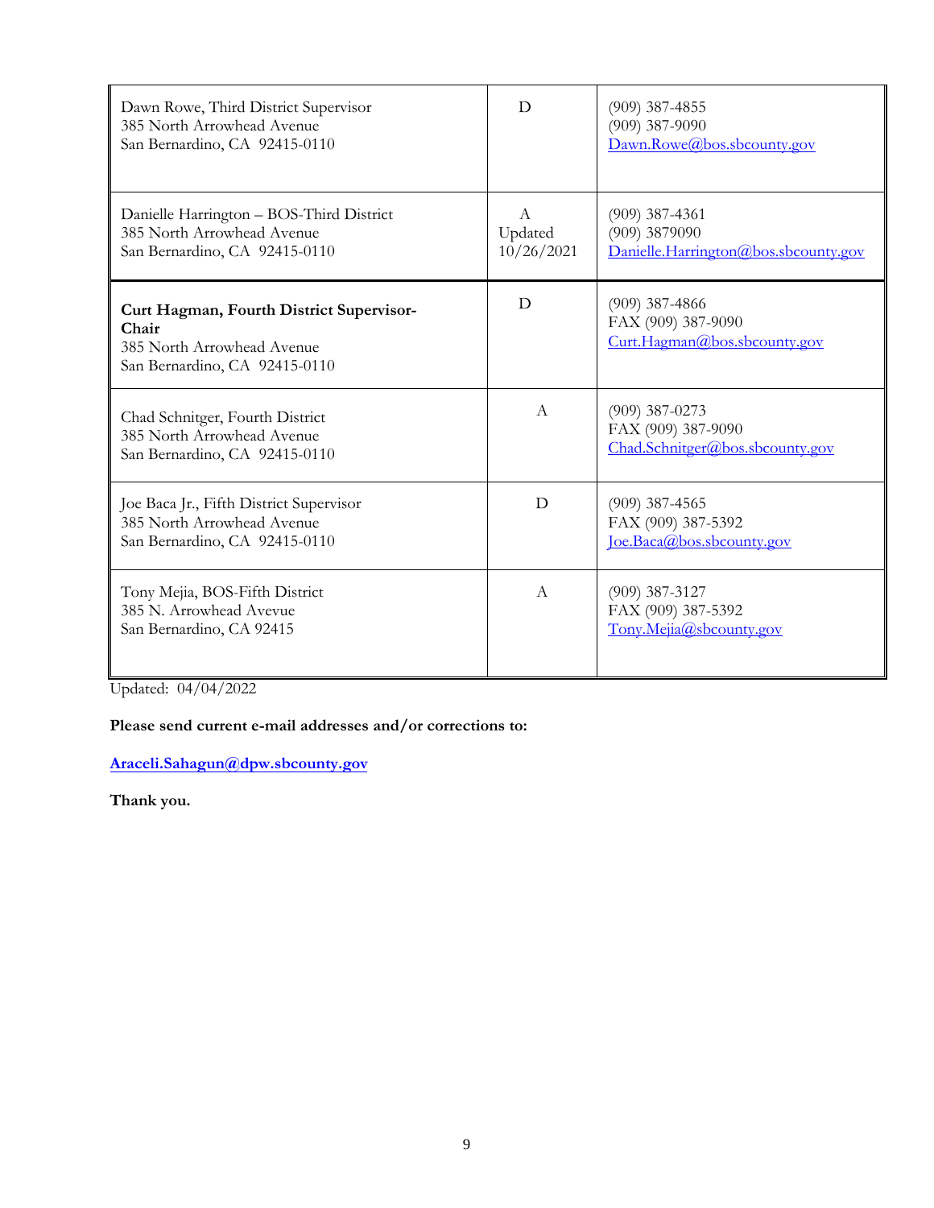| | | |
|---|---|---|
| Dawn Rowe, Third District Supervisor<br>385 North Arrowhead Avenue<br>San Bernardino, CA 92415-0110 | D | (909) 387-4855<br>(909) 387-9090<br>Dawn.Rowe@bos.sbcounty.gov |
| Danielle Harrington – BOS-Third District<br>385 North Arrowhead Avenue<br>San Bernardino, CA 92415-0110 | A<br>Updated<br>10/26/2021 | (909) 387-4361<br>(909) 3879090<br>Danielle.Harrington@bos.sbcounty.gov |
| **Curt Hagman, Fourth District Supervisor-Chair**<br>385 North Arrowhead Avenue<br>San Bernardino, CA 92415-0110 | D | (909) 387-4866<br>FAX (909) 387-9090<br>Curt.Hagman@bos.sbcounty.gov |
| Chad Schnitger, Fourth District<br>385 North Arrowhead Avenue<br>San Bernardino, CA 92415-0110 | A | (909) 387-0273<br>FAX (909) 387-9090<br>Chad.Schnitger@bos.sbcounty.gov |
| Joe Baca Jr., Fifth District Supervisor<br>385 North Arrowhead Avenue<br>San Bernardino, CA 92415-0110 | D | (909) 387-4565<br>FAX (909) 387-5392<br>Joe.Baca@bos.sbcounty.gov |
| Tony Mejia, BOS-Fifth District<br>385 N. Arrowhead Avevue<br>San Bernardino, CA 92415 | A | (909) 387-3127<br>FAX (909) 387-5392<br>Tony.Mejia@sbcounty.gov |

Updated: 04/04/2022

**Please send current e-mail addresses and/or corrections to:**

**Araceli.Sahagun@dpw.sbcounty.gov**

**Thank you.**